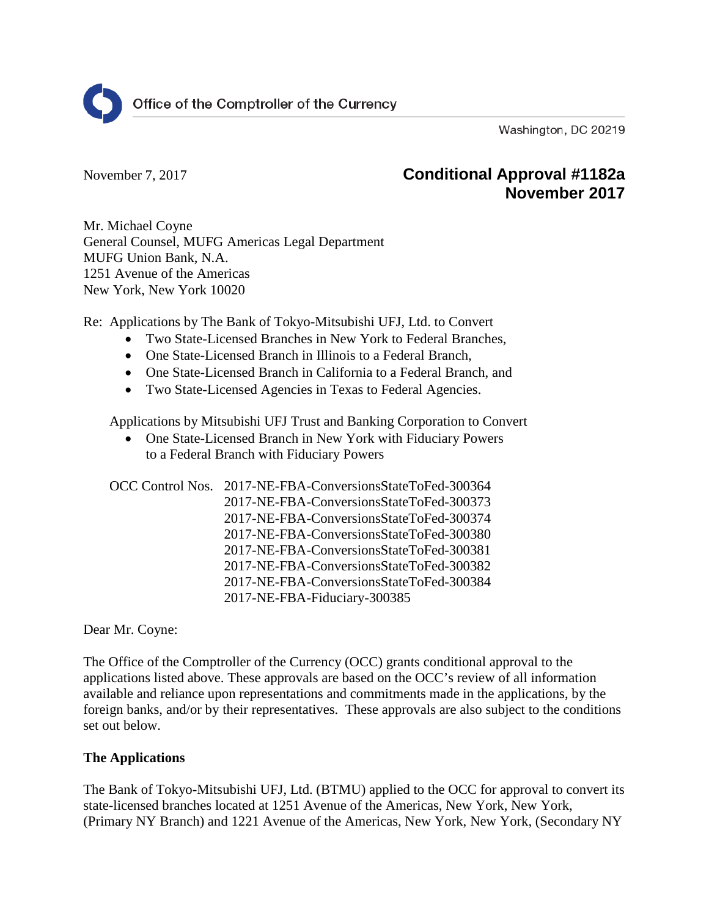Office of the Comptroller of the Currency

Washington, DC 20219

November 7, 2017

**Conditional Approval #1182a**
**November 2017**

Mr. Michael Coyne
General Counsel, MUFG Americas Legal Department
MUFG Union Bank, N.A.
1251 Avenue of the Americas
New York, New York 10020

Re: Applications by The Bank of Tokyo-Mitsubishi UFJ, Ltd. to Convert

- Two State-Licensed Branches in New York to Federal Branches,
- One State-Licensed Branch in Illinois to a Federal Branch,
- One State-Licensed Branch in California to a Federal Branch, and
- Two State-Licensed Agencies in Texas to Federal Agencies.

Applications by Mitsubishi UFJ Trust and Banking Corporation to Convert

- One State-Licensed Branch in New York with Fiduciary Powers to a Federal Branch with Fiduciary Powers

OCC Control Nos. 2017-NE-FBA-ConversionsStateToFed-300364
2017-NE-FBA-ConversionsStateToFed-300373
2017-NE-FBA-ConversionsStateToFed-300374
2017-NE-FBA-ConversionsStateToFed-300380
2017-NE-FBA-ConversionsStateToFed-300381
2017-NE-FBA-ConversionsStateToFed-300382
2017-NE-FBA-ConversionsStateToFed-300384
2017-NE-FBA-Fiduciary-300385

Dear Mr. Coyne:

The Office of the Comptroller of the Currency (OCC) grants conditional approval to the applications listed above. These approvals are based on the OCC's review of all information available and reliance upon representations and commitments made in the applications, by the foreign banks, and/or by their representatives. These approvals are also subject to the conditions set out below.

**The Applications**

The Bank of Tokyo-Mitsubishi UFJ, Ltd. (BTMU) applied to the OCC for approval to convert its state-licensed branches located at 1251 Avenue of the Americas, New York, New York, (Primary NY Branch) and 1221 Avenue of the Americas, New York, New York, (Secondary NY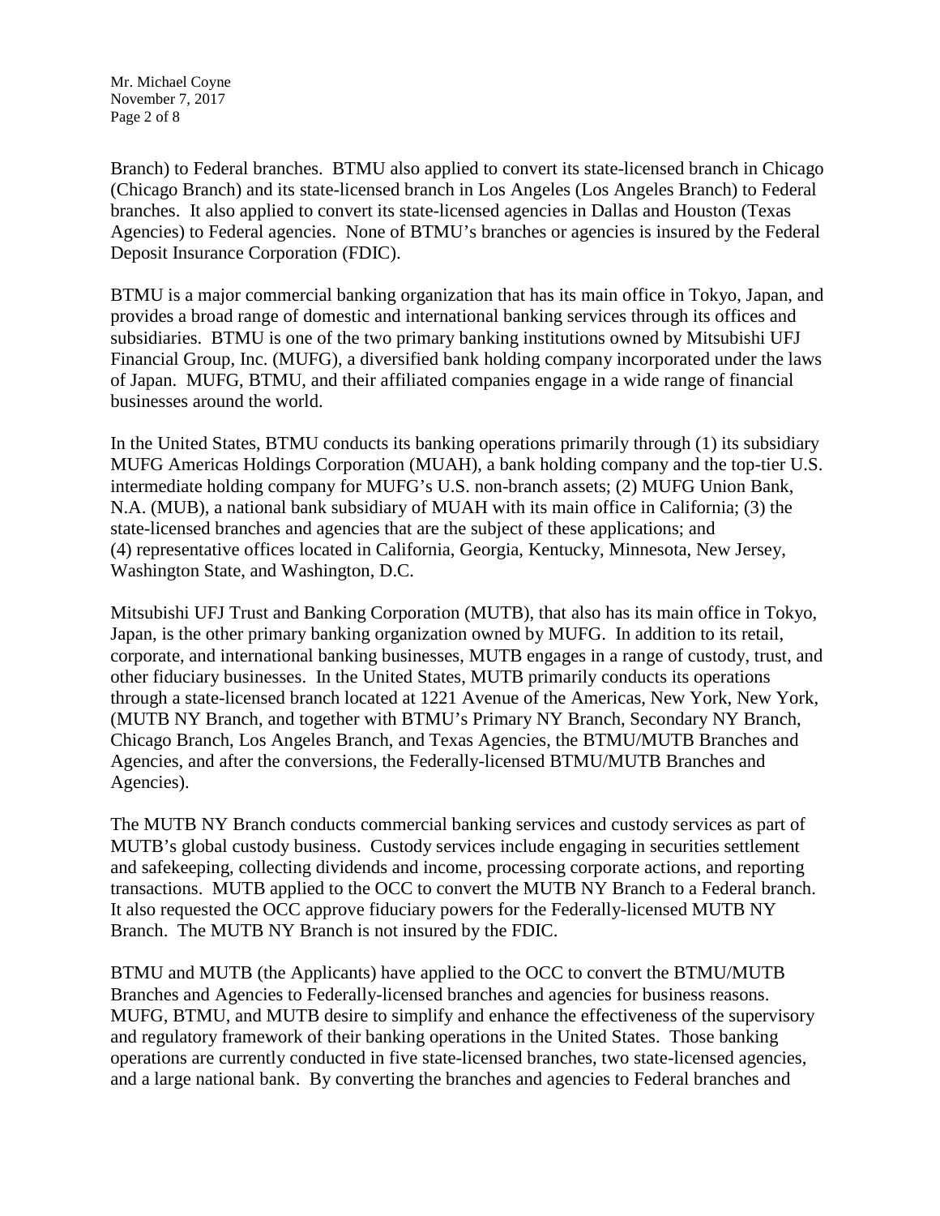Branch) to Federal branches. BTMU also applied to convert its state-licensed branch in Chicago (Chicago Branch) and its state-licensed branch in Los Angeles (Los Angeles Branch) to Federal branches. It also applied to convert its state-licensed agencies in Dallas and Houston (Texas Agencies) to Federal agencies. None of BTMU's branches or agencies is insured by the Federal Deposit Insurance Corporation (FDIC).

BTMU is a major commercial banking organization that has its main office in Tokyo, Japan, and provides a broad range of domestic and international banking services through its offices and subsidiaries. BTMU is one of the two primary banking institutions owned by Mitsubishi UFJ Financial Group, Inc. (MUFG), a diversified bank holding company incorporated under the laws of Japan. MUFG, BTMU, and their affiliated companies engage in a wide range of financial businesses around the world.

In the United States, BTMU conducts its banking operations primarily through (1) its subsidiary MUFG Americas Holdings Corporation (MUAH), a bank holding company and the top-tier U.S. intermediate holding company for MUFG's U.S. non-branch assets; (2) MUFG Union Bank, N.A. (MUB), a national bank subsidiary of MUAH with its main office in California; (3) the state-licensed branches and agencies that are the subject of these applications; and (4) representative offices located in California, Georgia, Kentucky, Minnesota, New Jersey, Washington State, and Washington, D.C.

Mitsubishi UFJ Trust and Banking Corporation (MUTB), that also has its main office in Tokyo, Japan, is the other primary banking organization owned by MUFG. In addition to its retail, corporate, and international banking businesses, MUTB engages in a range of custody, trust, and other fiduciary businesses. In the United States, MUTB primarily conducts its operations through a state-licensed branch located at 1221 Avenue of the Americas, New York, New York, (MUTB NY Branch, and together with BTMU's Primary NY Branch, Secondary NY Branch, Chicago Branch, Los Angeles Branch, and Texas Agencies, the BTMU/MUTB Branches and Agencies, and after the conversions, the Federally-licensed BTMU/MUTB Branches and Agencies).

The MUTB NY Branch conducts commercial banking services and custody services as part of MUTB's global custody business. Custody services include engaging in securities settlement and safekeeping, collecting dividends and income, processing corporate actions, and reporting transactions. MUTB applied to the OCC to convert the MUTB NY Branch to a Federal branch. It also requested the OCC approve fiduciary powers for the Federally-licensed MUTB NY Branch. The MUTB NY Branch is not insured by the FDIC.

BTMU and MUTB (the Applicants) have applied to the OCC to convert the BTMU/MUTB Branches and Agencies to Federally-licensed branches and agencies for business reasons. MUFG, BTMU, and MUTB desire to simplify and enhance the effectiveness of the supervisory and regulatory framework of their banking operations in the United States. Those banking operations are currently conducted in five state-licensed branches, two state-licensed agencies, and a large national bank. By converting the branches and agencies to Federal branches and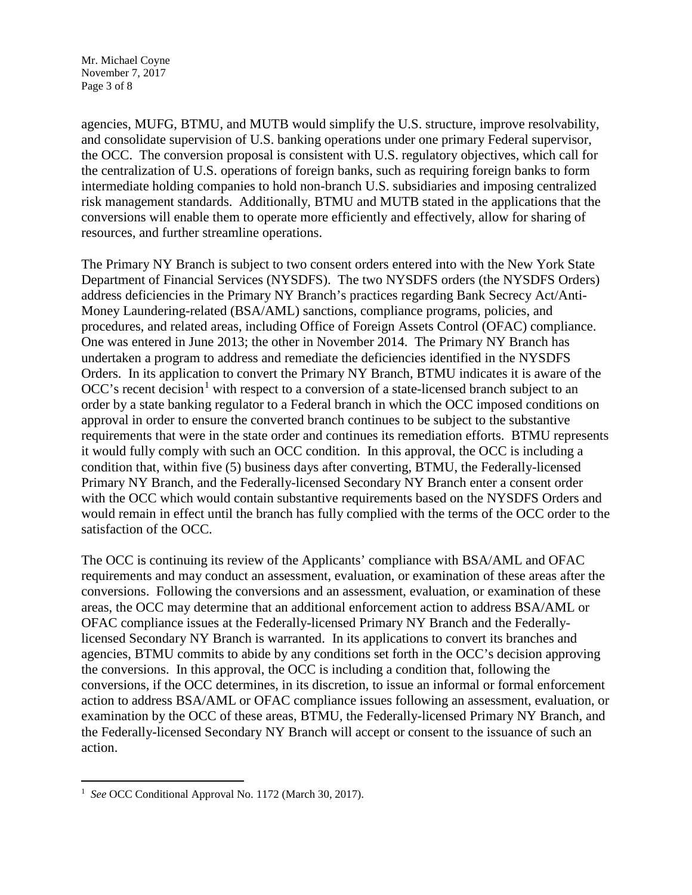agencies, MUFG, BTMU, and MUTB would simplify the U.S. structure, improve resolvability, and consolidate supervision of U.S. banking operations under one primary Federal supervisor, the OCC. The conversion proposal is consistent with U.S. regulatory objectives, which call for the centralization of U.S. operations of foreign banks, such as requiring foreign banks to form intermediate holding companies to hold non-branch U.S. subsidiaries and imposing centralized risk management standards. Additionally, BTMU and MUTB stated in the applications that the conversions will enable them to operate more efficiently and effectively, allow for sharing of resources, and further streamline operations.

The Primary NY Branch is subject to two consent orders entered into with the New York State Department of Financial Services (NYSDFS). The two NYSDFS orders (the NYSDFS Orders) address deficiencies in the Primary NY Branch's practices regarding Bank Secrecy Act/Anti-Money Laundering-related (BSA/AML) sanctions, compliance programs, policies, and procedures, and related areas, including Office of Foreign Assets Control (OFAC) compliance. One was entered in June 2013; the other in November 2014. The Primary NY Branch has undertaken a program to address and remediate the deficiencies identified in the NYSDFS Orders. In its application to convert the Primary NY Branch, BTMU indicates it is aware of the OCC's recent decision[1] with respect to a conversion of a state-licensed branch subject to an order by a state banking regulator to a Federal branch in which the OCC imposed conditions on approval in order to ensure the converted branch continues to be subject to the substantive requirements that were in the state order and continues its remediation efforts. BTMU represents it would fully comply with such an OCC condition. In this approval, the OCC is including a condition that, within five (5) business days after converting, BTMU, the Federally-licensed Primary NY Branch, and the Federally-licensed Secondary NY Branch enter a consent order with the OCC which would contain substantive requirements based on the NYSDFS Orders and would remain in effect until the branch has fully complied with the terms of the OCC order to the satisfaction of the OCC.

The OCC is continuing its review of the Applicants' compliance with BSA/AML and OFAC requirements and may conduct an assessment, evaluation, or examination of these areas after the conversions. Following the conversions and an assessment, evaluation, or examination of these areas, the OCC may determine that an additional enforcement action to address BSA/AML or OFAC compliance issues at the Federally-licensed Primary NY Branch and the Federally-licensed Secondary NY Branch is warranted. In its applications to convert its branches and agencies, BTMU commits to abide by any conditions set forth in the OCC's decision approving the conversions. In this approval, the OCC is including a condition that, following the conversions, if the OCC determines, in its discretion, to issue an informal or formal enforcement action to address BSA/AML or OFAC compliance issues following an assessment, evaluation, or examination by the OCC of these areas, BTMU, the Federally-licensed Primary NY Branch, and the Federally-licensed Secondary NY Branch will accept or consent to the issuance of such an action.

---

[1] *See* OCC Conditional Approval No. 1172 (March 30, 2017).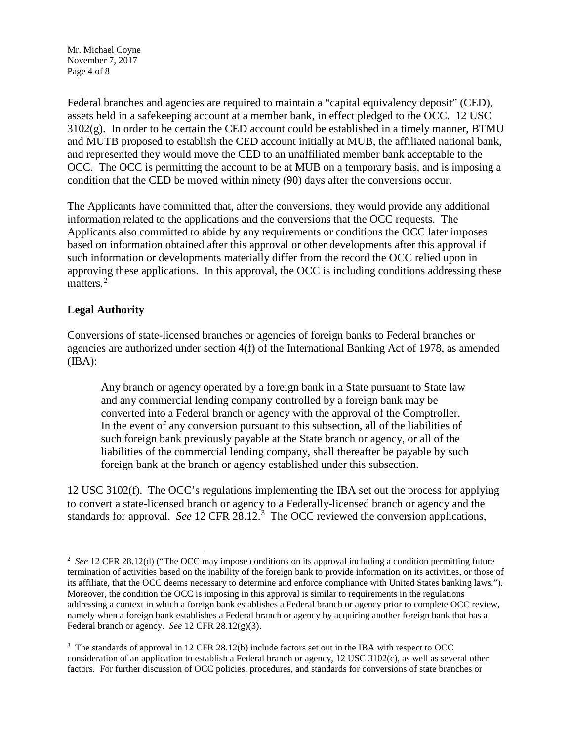Federal branches and agencies are required to maintain a "capital equivalency deposit" (CED), assets held in a safekeeping account at a member bank, in effect pledged to the OCC. 12 USC 3102(g). In order to be certain the CED account could be established in a timely manner, BTMU and MUTB proposed to establish the CED account initially at MUB, the affiliated national bank, and represented they would move the CED to an unaffiliated member bank acceptable to the OCC. The OCC is permitting the account to be at MUB on a temporary basis, and is imposing a condition that the CED be moved within ninety (90) days after the conversions occur.

The Applicants have committed that, after the conversions, they would provide any additional information related to the applications and the conversions that the OCC requests. The Applicants also committed to abide by any requirements or conditions the OCC later imposes based on information obtained after this approval or other developments after this approval if such information or developments materially differ from the record the OCC relied upon in approving these applications. In this approval, the OCC is including conditions addressing these matters.[2]

## Legal Authority

Conversions of state-licensed branches or agencies of foreign banks to Federal branches or agencies are authorized under section 4(f) of the International Banking Act of 1978, as amended (IBA):

> Any branch or agency operated by a foreign bank in a State pursuant to State law and any commercial lending company controlled by a foreign bank may be converted into a Federal branch or agency with the approval of the Comptroller. In the event of any conversion pursuant to this subsection, all of the liabilities of such foreign bank previously payable at the State branch or agency, or all of the liabilities of the commercial lending company, shall thereafter be payable by such foreign bank at the branch or agency established under this subsection.

12 USC 3102(f). The OCC's regulations implementing the IBA set out the process for applying to convert a state-licensed branch or agency to a Federally-licensed branch or agency and the standards for approval. *See* 12 CFR 28.12.[3] The OCC reviewed the conversion applications,

---

[2] *See* 12 CFR 28.12(d) ("The OCC may impose conditions on its approval including a condition permitting future termination of activities based on the inability of the foreign bank to provide information on its activities, or those of its affiliate, that the OCC deems necessary to determine and enforce compliance with United States banking laws."). Moreover, the condition the OCC is imposing in this approval is similar to requirements in the regulations addressing a context in which a foreign bank establishes a Federal branch or agency prior to complete OCC review, namely when a foreign bank establishes a Federal branch or agency by acquiring another foreign bank that has a Federal branch or agency. *See* 12 CFR 28.12(g)(3).

[3] The standards of approval in 12 CFR 28.12(b) include factors set out in the IBA with respect to OCC consideration of an application to establish a Federal branch or agency, 12 USC 3102(c), as well as several other factors. For further discussion of OCC policies, procedures, and standards for conversions of state branches or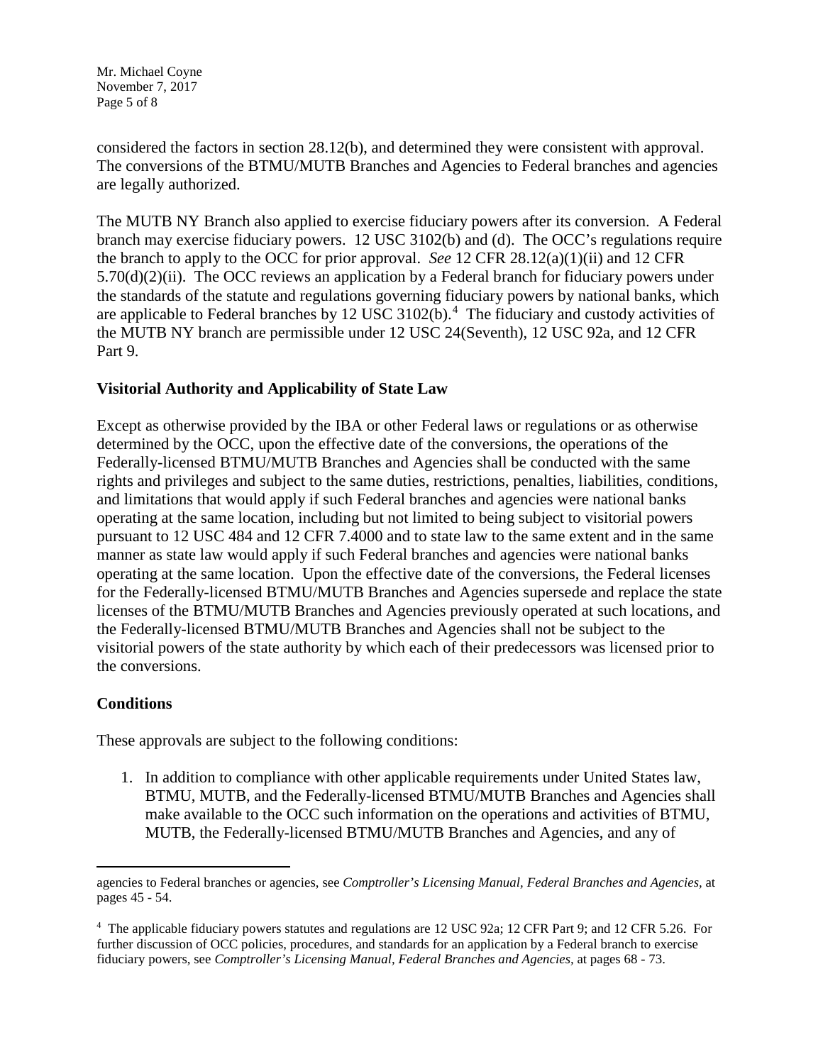considered the factors in section 28.12(b), and determined they were consistent with approval. The conversions of the BTMU/MUTB Branches and Agencies to Federal branches and agencies are legally authorized.

The MUTB NY Branch also applied to exercise fiduciary powers after its conversion. A Federal branch may exercise fiduciary powers. 12 USC 3102(b) and (d). The OCC's regulations require the branch to apply to the OCC for prior approval. *See* 12 CFR 28.12(a)(1)(ii) and 12 CFR 5.70(d)(2)(ii). The OCC reviews an application by a Federal branch for fiduciary powers under the standards of the statute and regulations governing fiduciary powers by national banks, which are applicable to Federal branches by 12 USC 3102(b).[4] The fiduciary and custody activities of the MUTB NY branch are permissible under 12 USC 24(Seventh), 12 USC 92a, and 12 CFR Part 9.

**Visitorial Authority and Applicability of State Law**

Except as otherwise provided by the IBA or other Federal laws or regulations or as otherwise determined by the OCC, upon the effective date of the conversions, the operations of the Federally-licensed BTMU/MUTB Branches and Agencies shall be conducted with the same rights and privileges and subject to the same duties, restrictions, penalties, liabilities, conditions, and limitations that would apply if such Federal branches and agencies were national banks operating at the same location, including but not limited to being subject to visitorial powers pursuant to 12 USC 484 and 12 CFR 7.4000 and to state law to the same extent and in the same manner as state law would apply if such Federal branches and agencies were national banks operating at the same location. Upon the effective date of the conversions, the Federal licenses for the Federally-licensed BTMU/MUTB Branches and Agencies supersede and replace the state licenses of the BTMU/MUTB Branches and Agencies previously operated at such locations, and the Federally-licensed BTMU/MUTB Branches and Agencies shall not be subject to the visitorial powers of the state authority by which each of their predecessors was licensed prior to the conversions.

**Conditions**

These approvals are subject to the following conditions:

1. In addition to compliance with other applicable requirements under United States law, BTMU, MUTB, and the Federally-licensed BTMU/MUTB Branches and Agencies shall make available to the OCC such information on the operations and activities of BTMU, MUTB, the Federally-licensed BTMU/MUTB Branches and Agencies, and any of

---

agencies to Federal branches or agencies, see *Comptroller's Licensing Manual, Federal Branches and Agencies,* at pages 45 - 54.

[4] The applicable fiduciary powers statutes and regulations are 12 USC 92a; 12 CFR Part 9; and 12 CFR 5.26. For further discussion of OCC policies, procedures, and standards for an application by a Federal branch to exercise fiduciary powers, see *Comptroller's Licensing Manual, Federal Branches and Agencies,* at pages 68 - 73.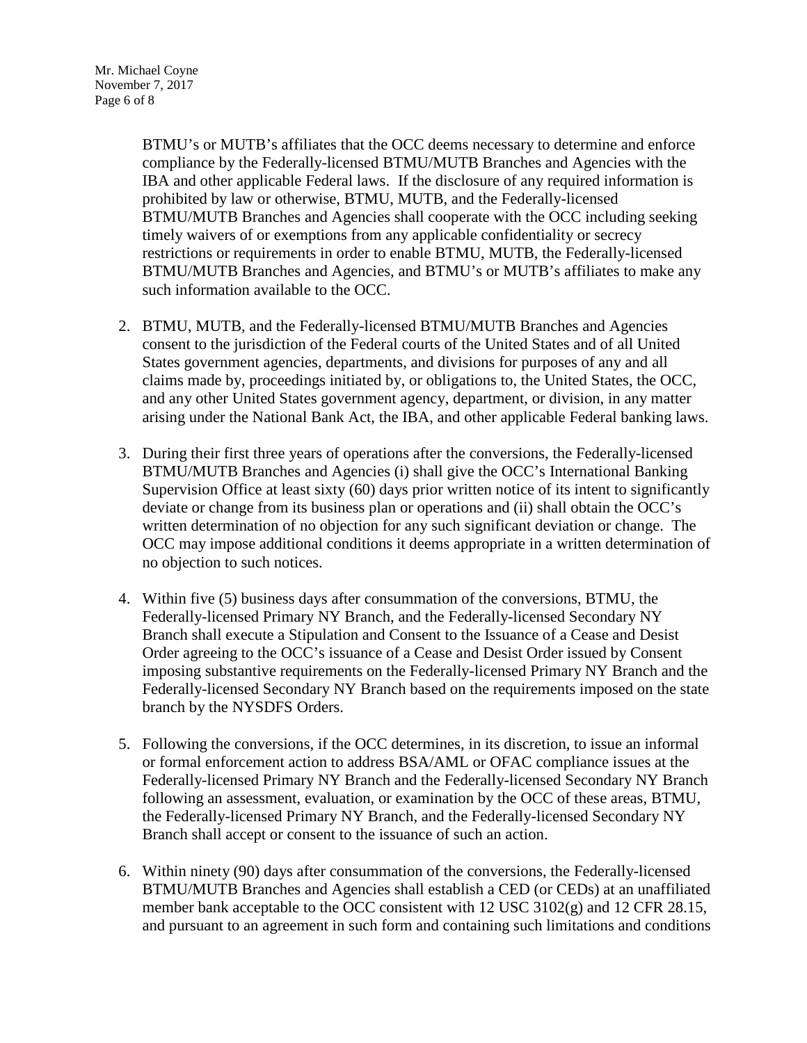BTMU's or MUTB's affiliates that the OCC deems necessary to determine and enforce compliance by the Federally-licensed BTMU/MUTB Branches and Agencies with the IBA and other applicable Federal laws. If the disclosure of any required information is prohibited by law or otherwise, BTMU, MUTB, and the Federally-licensed BTMU/MUTB Branches and Agencies shall cooperate with the OCC including seeking timely waivers of or exemptions from any applicable confidentiality or secrecy restrictions or requirements in order to enable BTMU, MUTB, the Federally-licensed BTMU/MUTB Branches and Agencies, and BTMU's or MUTB's affiliates to make any such information available to the OCC.

2. BTMU, MUTB, and the Federally-licensed BTMU/MUTB Branches and Agencies consent to the jurisdiction of the Federal courts of the United States and of all United States government agencies, departments, and divisions for purposes of any and all claims made by, proceedings initiated by, or obligations to, the United States, the OCC, and any other United States government agency, department, or division, in any matter arising under the National Bank Act, the IBA, and other applicable Federal banking laws.

3. During their first three years of operations after the conversions, the Federally-licensed BTMU/MUTB Branches and Agencies (i) shall give the OCC's International Banking Supervision Office at least sixty (60) days prior written notice of its intent to significantly deviate or change from its business plan or operations and (ii) shall obtain the OCC's written determination of no objection for any such significant deviation or change. The OCC may impose additional conditions it deems appropriate in a written determination of no objection to such notices.

4. Within five (5) business days after consummation of the conversions, BTMU, the Federally-licensed Primary NY Branch, and the Federally-licensed Secondary NY Branch shall execute a Stipulation and Consent to the Issuance of a Cease and Desist Order agreeing to the OCC's issuance of a Cease and Desist Order issued by Consent imposing substantive requirements on the Federally-licensed Primary NY Branch and the Federally-licensed Secondary NY Branch based on the requirements imposed on the state branch by the NYSDFS Orders.

5. Following the conversions, if the OCC determines, in its discretion, to issue an informal or formal enforcement action to address BSA/AML or OFAC compliance issues at the Federally-licensed Primary NY Branch and the Federally-licensed Secondary NY Branch following an assessment, evaluation, or examination by the OCC of these areas, BTMU, the Federally-licensed Primary NY Branch, and the Federally-licensed Secondary NY Branch shall accept or consent to the issuance of such an action.

6. Within ninety (90) days after consummation of the conversions, the Federally-licensed BTMU/MUTB Branches and Agencies shall establish a CED (or CEDs) at an unaffiliated member bank acceptable to the OCC consistent with 12 USC 3102(g) and 12 CFR 28.15, and pursuant to an agreement in such form and containing such limitations and conditions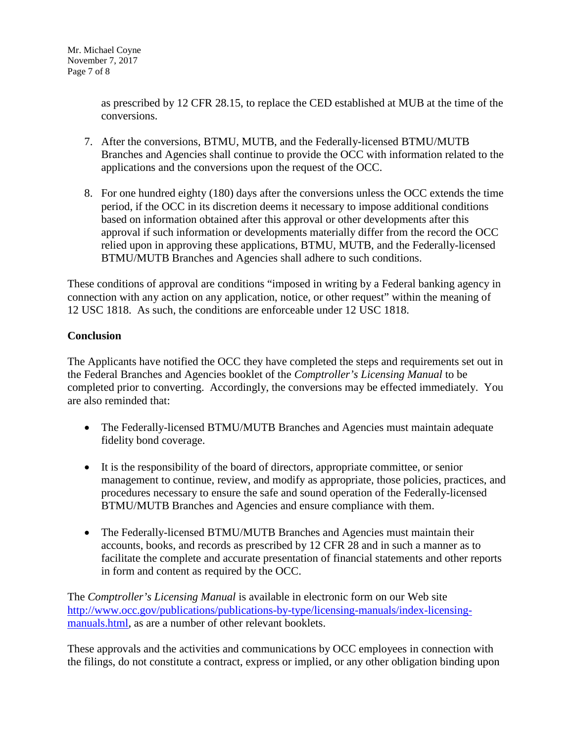as prescribed by 12 CFR 28.15, to replace the CED established at MUB at the time of the conversions.

7. After the conversions, BTMU, MUTB, and the Federally-licensed BTMU/MUTB Branches and Agencies shall continue to provide the OCC with information related to the applications and the conversions upon the request of the OCC.

8. For one hundred eighty (180) days after the conversions unless the OCC extends the time period, if the OCC in its discretion deems it necessary to impose additional conditions based on information obtained after this approval or other developments after this approval if such information or developments materially differ from the record the OCC relied upon in approving these applications, BTMU, MUTB, and the Federally-licensed BTMU/MUTB Branches and Agencies shall adhere to such conditions.

These conditions of approval are conditions "imposed in writing by a Federal banking agency in connection with any action on any application, notice, or other request" within the meaning of 12 USC 1818. As such, the conditions are enforceable under 12 USC 1818.

**Conclusion**

The Applicants have notified the OCC they have completed the steps and requirements set out in the Federal Branches and Agencies booklet of the *Comptroller's Licensing Manual* to be completed prior to converting. Accordingly, the conversions may be effected immediately. You are also reminded that:

- The Federally-licensed BTMU/MUTB Branches and Agencies must maintain adequate fidelity bond coverage.

- It is the responsibility of the board of directors, appropriate committee, or senior management to continue, review, and modify as appropriate, those policies, practices, and procedures necessary to ensure the safe and sound operation of the Federally-licensed BTMU/MUTB Branches and Agencies and ensure compliance with them.

- The Federally-licensed BTMU/MUTB Branches and Agencies must maintain their accounts, books, and records as prescribed by 12 CFR 28 and in such a manner as to facilitate the complete and accurate presentation of financial statements and other reports in form and content as required by the OCC.

The *Comptroller's Licensing Manual* is available in electronic form on our Web site http://www.occ.gov/publications/publications-by-type/licensing-manuals/index-licensing-manuals.html, as are a number of other relevant booklets.

These approvals and the activities and communications by OCC employees in connection with the filings, do not constitute a contract, express or implied, or any other obligation binding upon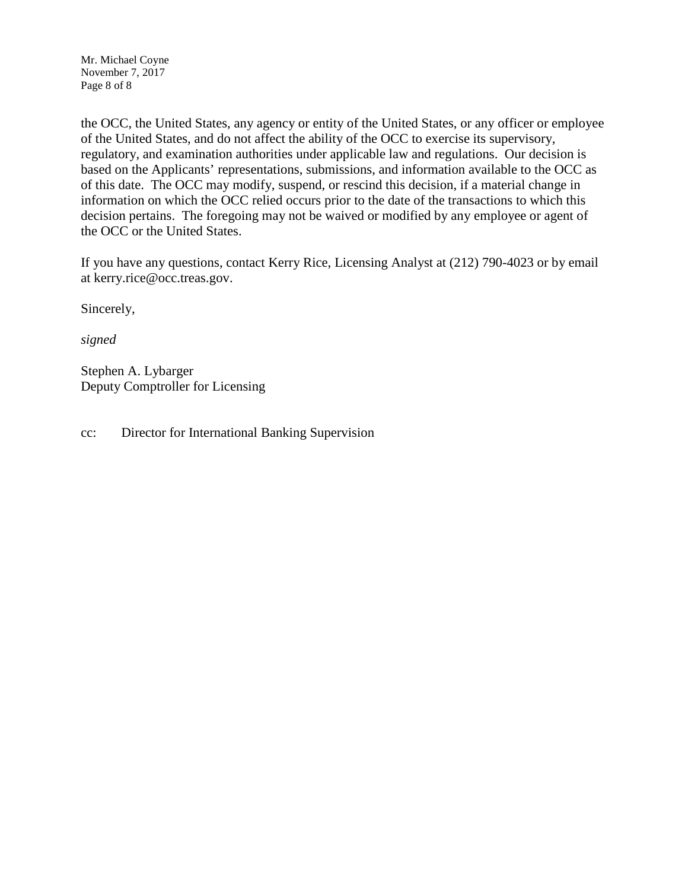the OCC, the United States, any agency or entity of the United States, or any officer or employee of the United States, and do not affect the ability of the OCC to exercise its supervisory, regulatory, and examination authorities under applicable law and regulations. Our decision is based on the Applicants' representations, submissions, and information available to the OCC as of this date. The OCC may modify, suspend, or rescind this decision, if a material change in information on which the OCC relied occurs prior to the date of the transactions to which this decision pertains. The foregoing may not be waived or modified by any employee or agent of the OCC or the United States.

If you have any questions, contact Kerry Rice, Licensing Analyst at (212) 790-4023 or by email at kerry.rice@occ.treas.gov.

Sincerely,

*signed*

Stephen A. Lybarger
Deputy Comptroller for Licensing

cc: Director for International Banking Supervision